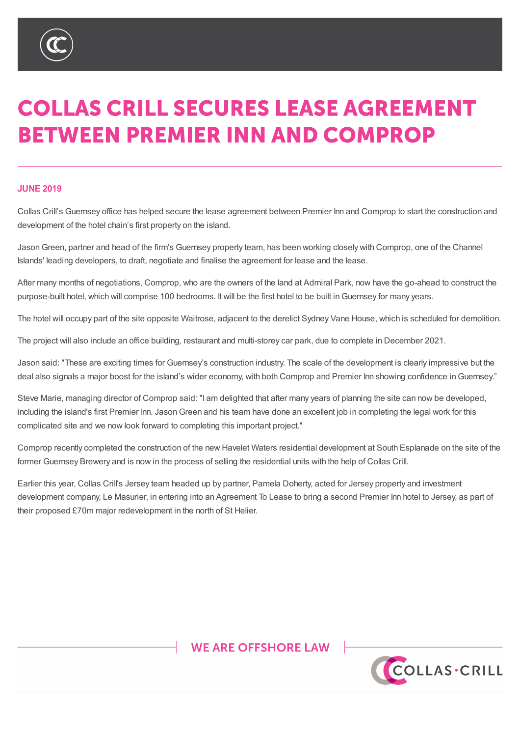# COLLAS CRILL SECURES LEASE AGREEMENT BETWEEN PREMIER INN AND COMPROP

**JUNE 2019**

Collas Crill's Guernsey office has helped secure the lease agreement between Premier Inn and Comprop to start the construction and development of the hotel chain's first property on the island.

Jason Green, partner and head of the firm's Guernsey property team, has been working closely with Comprop, one of the Channel Islands' leading developers, to draft, negotiate and finalise the agreement for lease and the lease.

After many months of negotiations, Comprop, who are the owners of the land at Admiral Park, now have the go-ahead to construct the purpose-built hotel, which will comprise 100 bedrooms. It will be the first hotel to be built in Guernsey for many years.

The hotel will occupy part of the site opposite Waitrose, adjacent to the derelict Sydney Vane House, which is scheduled for demolition.

The project will also include an office building, restaurant and multi-storey car park, due to complete in December 2021.

Jason said: "These are exciting times for Guernsey's construction industry. The scale of the development is clearly impressive but the deal also signals a major boost for the island's wider economy, with both Comprop and Premier Inn showing confidence in Guernsey."

Steve Marie, managing director of Comprop said: "I am delighted that after many years of planning the site can now be developed, including the island's first Premier Inn. Jason Green and his team have done an excellent job in completing the legal work for this complicated site and we now look forward to completing this important project."

Comprop recently completed the construction of the new Havelet Waters residential development at South Esplanade on the site of the former Guernsey Brewery and is now in the process of selling the residential units with the help of Collas Crill.

Earlier this year, Collas Crill's Jersey team headed up by partner, Pamela Doherty, acted for Jersey property and investment development company, Le Masurier, in entering into an Agreement To Lease to bring a second Premier Inn hotel to Jersey, as part of their proposed £70m major redevelopment in the north of St Helier.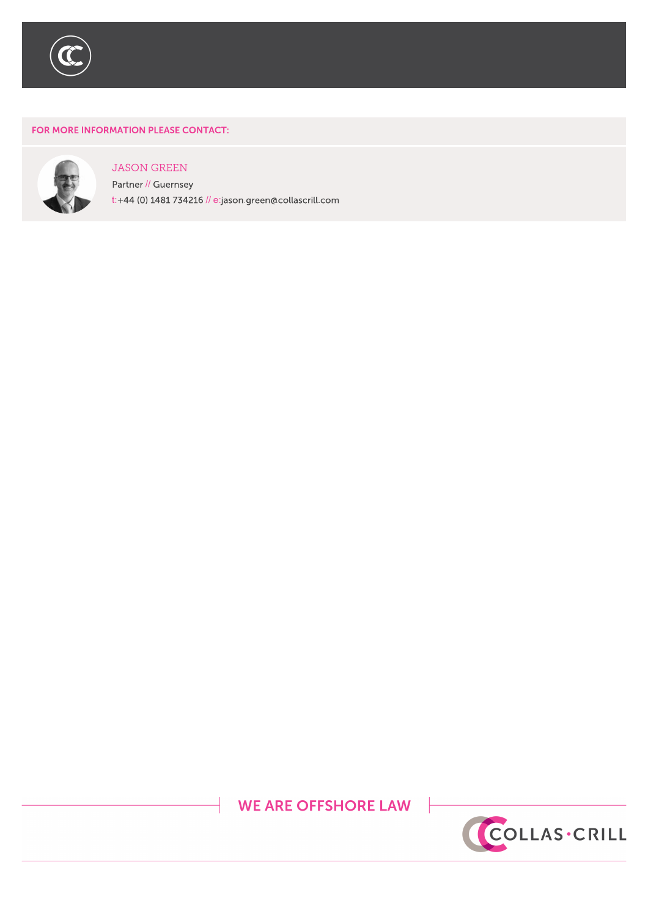FOR MORE INFORMATION PLEASE CONTACT:

JASON GREEN

Partner // Guernsey

t:+44 (0) 1481 734216 // e:jason.green@collascrill.com

WE ARE OFFSHORE LAW